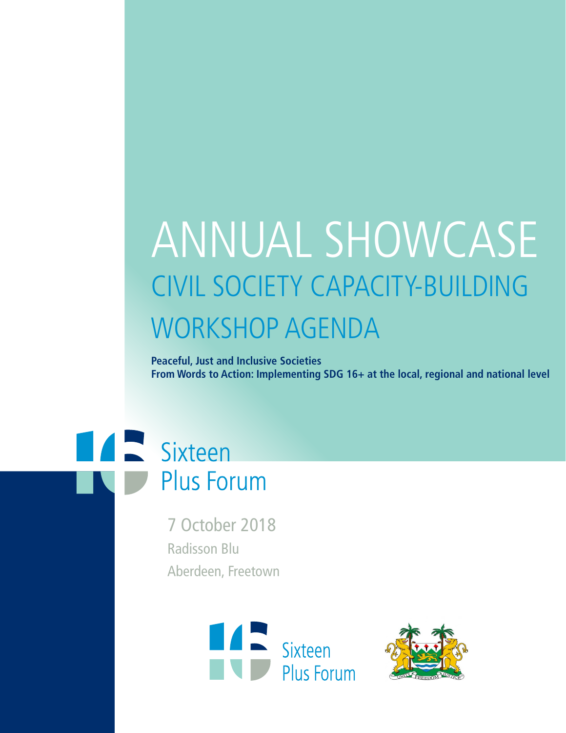# ANNUAL SHOWCASE

## CIVIL SOCIETY CAPACITY-BUILDING WORKSHOP AGENDA

**Peaceful, Just and Inclusive Societies**
**From Words to Action: Implementing SDG 16+ at the local, regional and national level**

Sixteen Plus Forum

7 October 2018
Radisson Blu
Aberdeen, Freetown

Sixteen Plus Forum

UNITY FREEDOM JUSTICE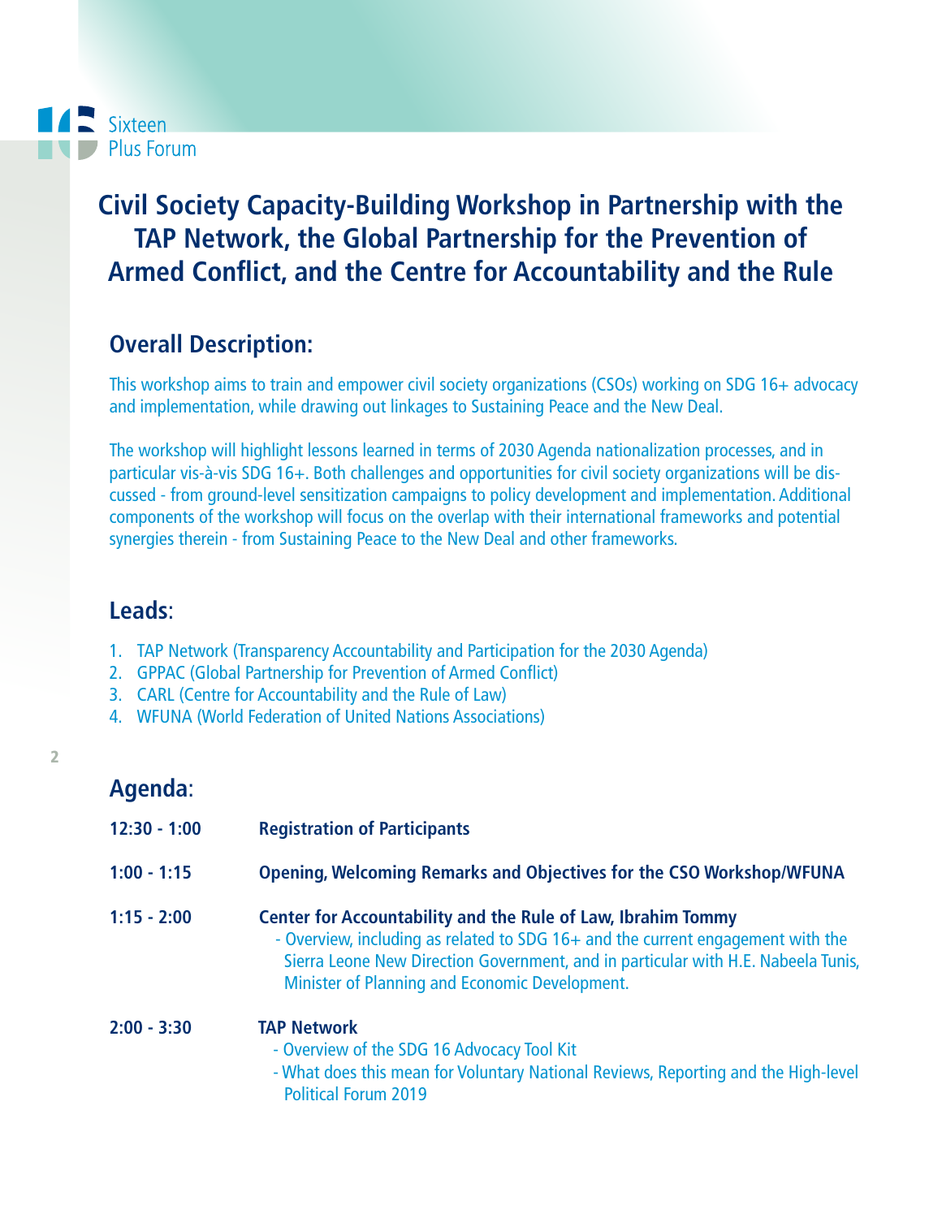# Civil Society Capacity-Building Workshop in Partnership with the TAP Network, the Global Partnership for the Prevention of Armed Conflict, and the Centre for Accountability and the Rule

## Overall Description:

This workshop aims to train and empower civil society organizations (CSOs) working on SDG 16+ advocacy and implementation, while drawing out linkages to Sustaining Peace and the New Deal.

The workshop will highlight lessons learned in terms of 2030 Agenda nationalization processes, and in particular vis-à-vis SDG 16+. Both challenges and opportunities for civil society organizations will be discussed - from ground-level sensitization campaigns to policy development and implementation. Additional components of the workshop will focus on the overlap with their international frameworks and potential synergies therein - from Sustaining Peace to the New Deal and other frameworks.

## Leads:

1. TAP Network (Transparency Accountability and Participation for the 2030 Agenda)
2. GPPAC (Global Partnership for Prevention of Armed Conflict)
3. CARL (Centre for Accountability and the Rule of Law)
4. WFUNA (World Federation of United Nations Associations)

## Agenda:

**12:30 - 1:00** **Registration of Participants**

**1:00 - 1:15** **Opening, Welcoming Remarks and Objectives for the CSO Workshop/WFUNA**

**1:15 - 2:00** **Center for Accountability and the Rule of Law, Ibrahim Tommy**
- Overview, including as related to SDG 16+ and the current engagement with the Sierra Leone New Direction Government, and in particular with H.E. Nabeela Tunis, Minister of Planning and Economic Development.

**2:00 - 3:30** **TAP Network**
- Overview of the SDG 16 Advocacy Tool Kit
- What does this mean for Voluntary National Reviews, Reporting and the High-level Political Forum 2019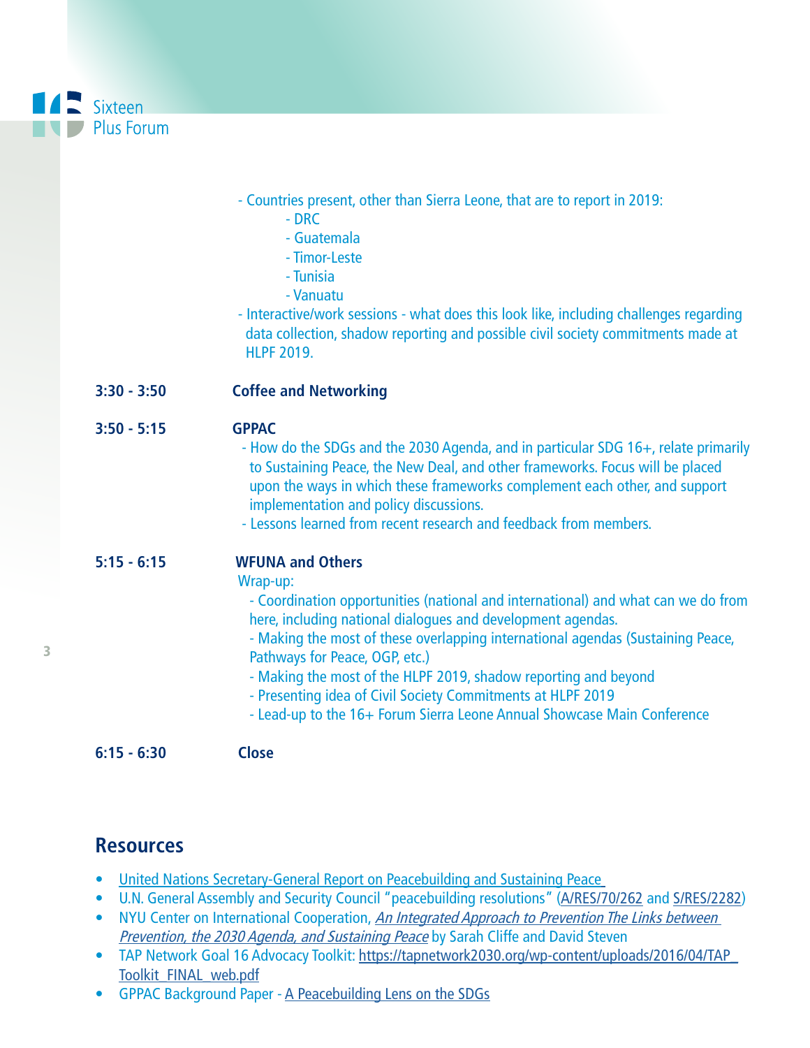- Countries present, other than Sierra Leone, that are to report in 2019:
    - DRC
    - Guatemala
    - Timor-Leste
    - Tunisia
    - Vanuatu
- Interactive/work sessions - what does this look like, including challenges regarding data collection, shadow reporting and possible civil society commitments made at HLPF 2019.

**3:30 - 3:50** **Coffee and Networking**

**3:50 - 5:15** **GPPAC**

- How do the SDGs and the 2030 Agenda, and in particular SDG 16+, relate primarily to Sustaining Peace, the New Deal, and other frameworks. Focus will be placed upon the ways in which these frameworks complement each other, and support implementation and policy discussions.
- Lessons learned from recent research and feedback from members.

**5:15 - 6:15** **WFUNA and Others**

Wrap-up:

- Coordination opportunities (national and international) and what can we do from here, including national dialogues and development agendas.
- Making the most of these overlapping international agendas (Sustaining Peace, Pathways for Peace, OGP, etc.)
- Making the most of the HLPF 2019, shadow reporting and beyond
- Presenting idea of Civil Society Commitments at HLPF 2019
- Lead-up to the 16+ Forum Sierra Leone Annual Showcase Main Conference

**6:15 - 6:30** **Close**

## Resources

- United Nations Secretary-General Report on Peacebuilding and Sustaining Peace
- U.N. General Assembly and Security Council "peacebuilding resolutions" (A/RES/70/262 and S/RES/2282)
- NYU Center on International Cooperation, *An Integrated Approach to Prevention The Links between Prevention, the 2030 Agenda, and Sustaining Peace* by Sarah Cliffe and David Steven
- TAP Network Goal 16 Advocacy Toolkit: https://tapnetwork2030.org/wp-content/uploads/2016/04/TAP_Toolkit_FINAL_web.pdf
- GPPAC Background Paper - A Peacebuilding Lens on the SDGs